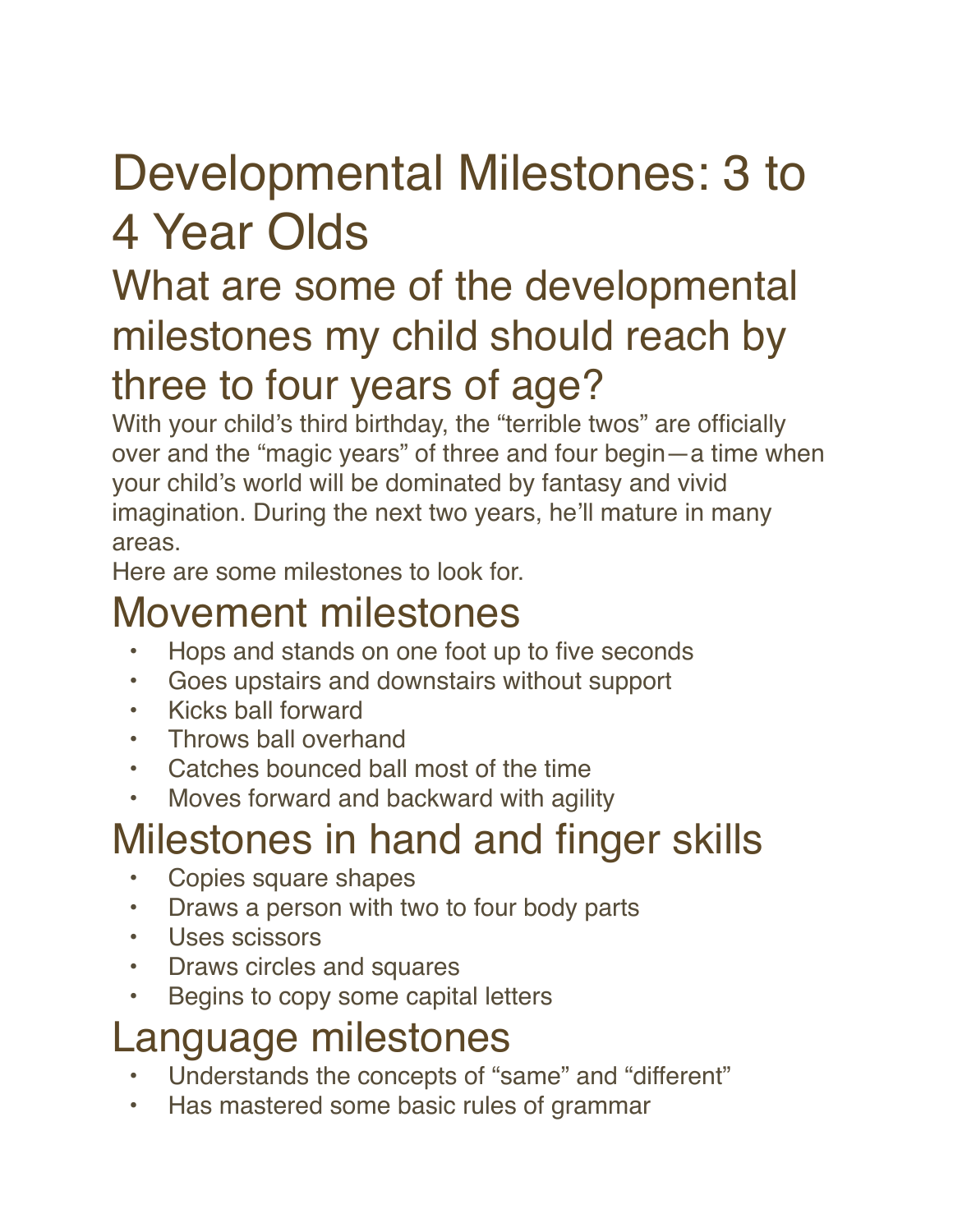# Developmental Milestones: 3 to 4 Year Olds

## What are some of the developmental milestones my child should reach by three to four years of age?

With your child's third birthday, the "terrible twos" are officially over and the "magic years" of three and four begin—a time when your child's world will be dominated by fantasy and vivid imagination. During the next two years, he'll mature in many areas.

Here are some milestones to look for.

## Movement milestones

- Hops and stands on one foot up to five seconds
- Goes upstairs and downstairs without support
- Kicks ball forward
- Throws ball overhand
- Catches bounced ball most of the time
- Moves forward and backward with agility

## Milestones in hand and finger skills

- Copies square shapes
- Draws a person with two to four body parts
- Uses scissors
- Draws circles and squares
- Begins to copy some capital letters

## Language milestones

- Understands the concepts of "same" and "different"
- Has mastered some basic rules of grammar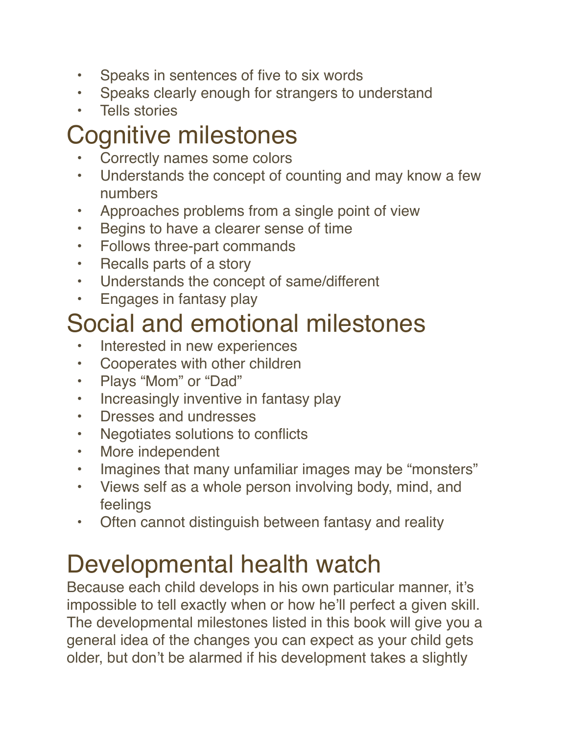- Speaks in sentences of five to six words
- Speaks clearly enough for strangers to understand
- Tells stories

# Cognitive milestones

- Correctly names some colors
- Understands the concept of counting and may know a few numbers
- Approaches problems from a single point of view
- Begins to have a clearer sense of time
- Follows three-part commands
- Recalls parts of a story
- Understands the concept of same/different
- Engages in fantasy play

# Social and emotional milestones

- Interested in new experiences
- Cooperates with other children
- Plays "Mom" or "Dad"
- Increasingly inventive in fantasy play
- Dresses and undresses
- Negotiates solutions to conflicts
- More independent
- Imagines that many unfamiliar images may be "monsters"
- Views self as a whole person involving body, mind, and feelings
- Often cannot distinguish between fantasy and reality

# Developmental health watch

Because each child develops in his own particular manner, it's impossible to tell exactly when or how he'll perfect a given skill. The developmental milestones listed in this book will give you a general idea of the changes you can expect as your child gets older, but don't be alarmed if his development takes a slightly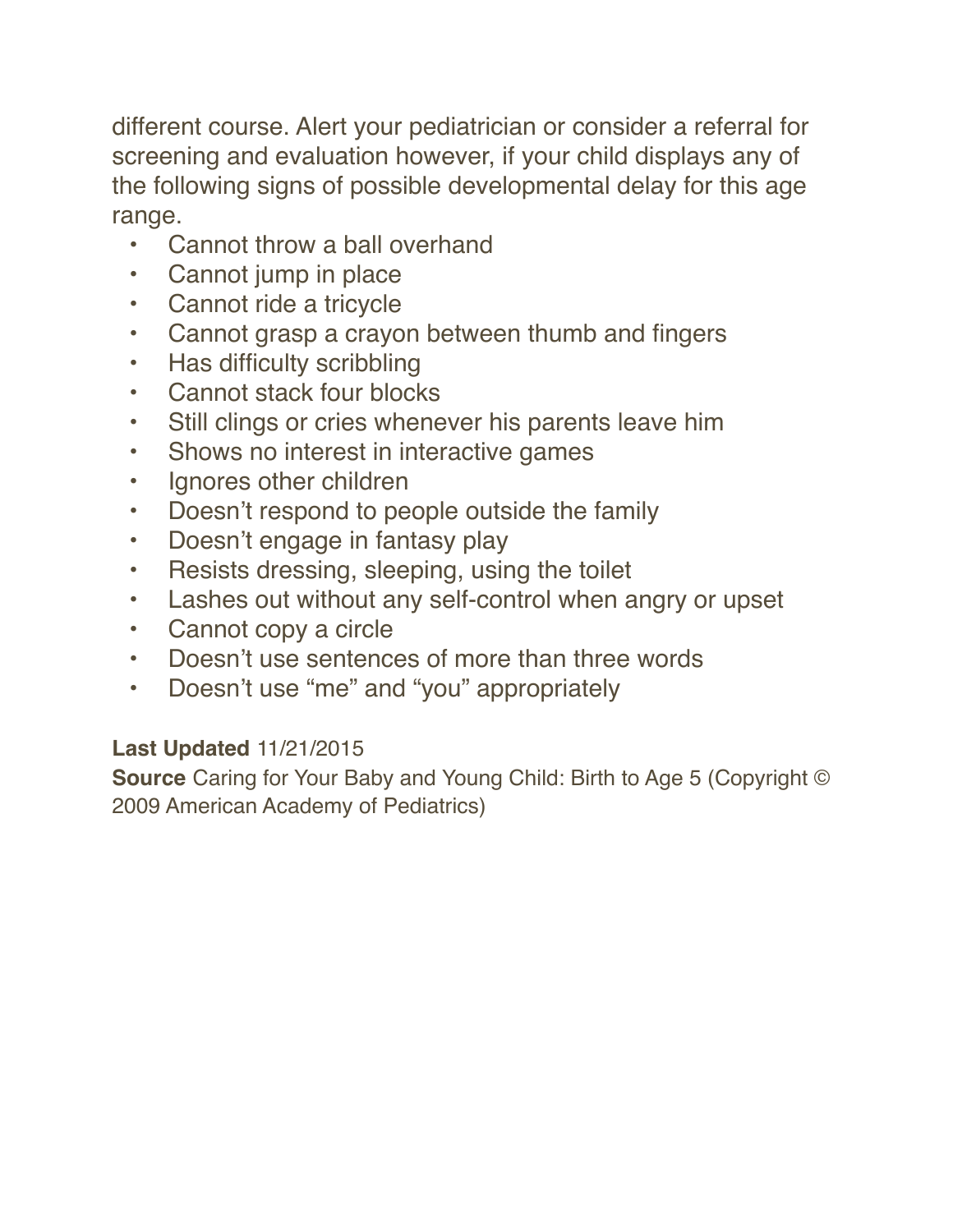different course. Alert your pediatrician or consider a referral for screening and evaluation however, if your child displays any of the following signs of possible developmental delay for this age range.

- Cannot throw a ball overhand
- Cannot jump in place
- Cannot ride a tricycle
- Cannot grasp a crayon between thumb and fingers
- Has difficulty scribbling
- Cannot stack four blocks
- Still clings or cries whenever his parents leave him
- Shows no interest in interactive games
- Ignores other children
- Doesn't respond to people outside the family
- Doesn't engage in fantasy play
- Resists dressing, sleeping, using the toilet
- Lashes out without any self-control when angry or upset
- Cannot copy a circle
- Doesn't use sentences of more than three words
- Doesn't use "me" and "you" appropriately

**Last Updated** 11/21/2015
**Source** Caring for Your Baby and Young Child: Birth to Age 5 (Copyright © 2009 American Academy of Pediatrics)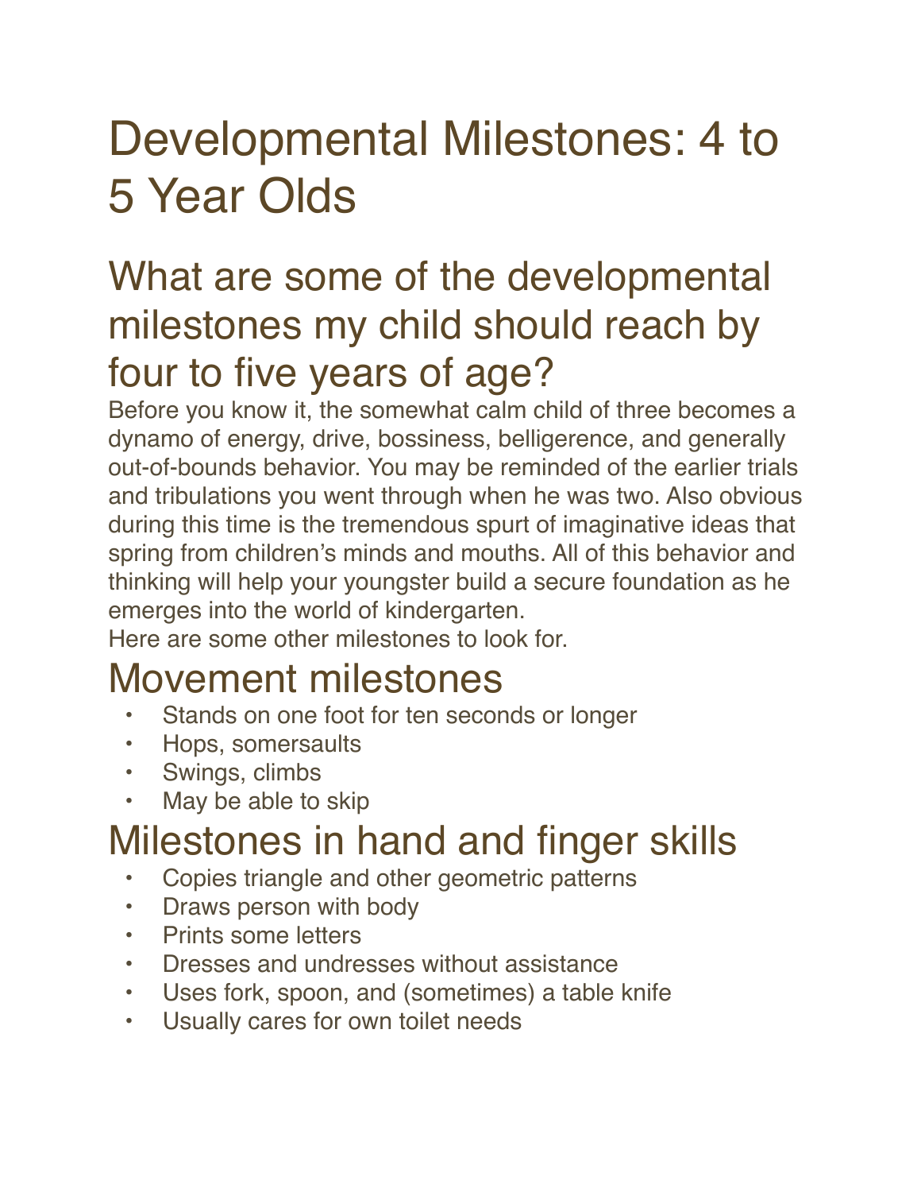# Developmental Milestones: 4 to 5 Year Olds

## What are some of the developmental milestones my child should reach by four to five years of age?

Before you know it, the somewhat calm child of three becomes a dynamo of energy, drive, bossiness, belligerence, and generally out-of-bounds behavior. You may be reminded of the earlier trials and tribulations you went through when he was two. Also obvious during this time is the tremendous spurt of imaginative ideas that spring from children's minds and mouths. All of this behavior and thinking will help your youngster build a secure foundation as he emerges into the world of kindergarten.

Here are some other milestones to look for.

## Movement milestones

- Stands on one foot for ten seconds or longer
- Hops, somersaults
- Swings, climbs
- May be able to skip

## Milestones in hand and finger skills

- Copies triangle and other geometric patterns
- Draws person with body
- Prints some letters
- Dresses and undresses without assistance
- Uses fork, spoon, and (sometimes) a table knife
- Usually cares for own toilet needs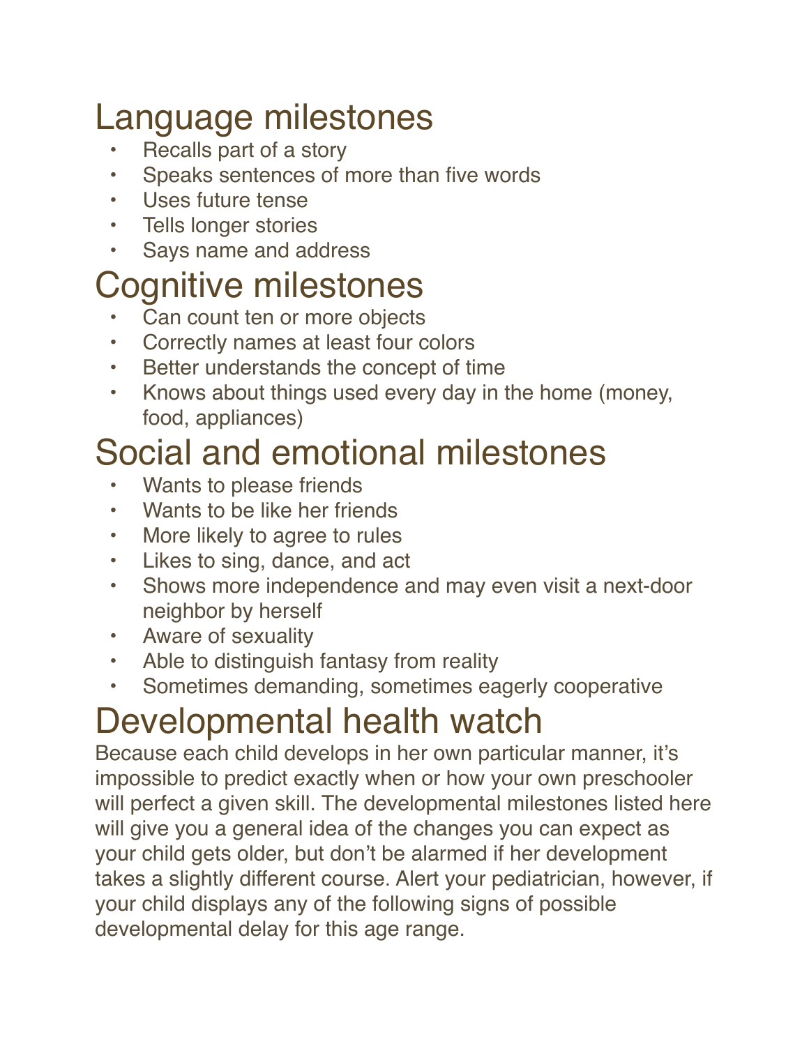## Language milestones

- Recalls part of a story
- Speaks sentences of more than five words
- Uses future tense
- Tells longer stories
- Says name and address

## Cognitive milestones

- Can count ten or more objects
- Correctly names at least four colors
- Better understands the concept of time
- Knows about things used every day in the home (money, food, appliances)

## Social and emotional milestones

- Wants to please friends
- Wants to be like her friends
- More likely to agree to rules
- Likes to sing, dance, and act
- Shows more independence and may even visit a next-door neighbor by herself
- Aware of sexuality
- Able to distinguish fantasy from reality
- Sometimes demanding, sometimes eagerly cooperative

## Developmental health watch

Because each child develops in her own particular manner, it's impossible to predict exactly when or how your own preschooler will perfect a given skill. The developmental milestones listed here will give you a general idea of the changes you can expect as your child gets older, but don't be alarmed if her development takes a slightly different course. Alert your pediatrician, however, if your child displays any of the following signs of possible developmental delay for this age range.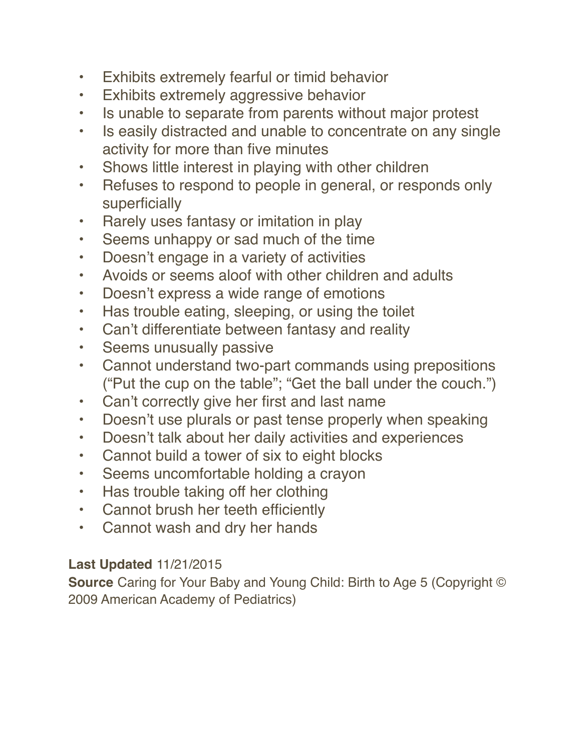- Exhibits extremely fearful or timid behavior
- Exhibits extremely aggressive behavior
- Is unable to separate from parents without major protest
- Is easily distracted and unable to concentrate on any single activity for more than five minutes
- Shows little interest in playing with other children
- Refuses to respond to people in general, or responds only superficially
- Rarely uses fantasy or imitation in play
- Seems unhappy or sad much of the time
- Doesn't engage in a variety of activities
- Avoids or seems aloof with other children and adults
- Doesn't express a wide range of emotions
- Has trouble eating, sleeping, or using the toilet
- Can't differentiate between fantasy and reality
- Seems unusually passive
- Cannot understand two-part commands using prepositions ("Put the cup on the table"; "Get the ball under the couch.")
- Can't correctly give her first and last name
- Doesn't use plurals or past tense properly when speaking
- Doesn't talk about her daily activities and experiences
- Cannot build a tower of six to eight blocks
- Seems uncomfortable holding a crayon
- Has trouble taking off her clothing
- Cannot brush her teeth efficiently
- Cannot wash and dry her hands

**Last Updated** 11/21/2015
**Source** Caring for Your Baby and Young Child: Birth to Age 5 (Copyright © 2009 American Academy of Pediatrics)